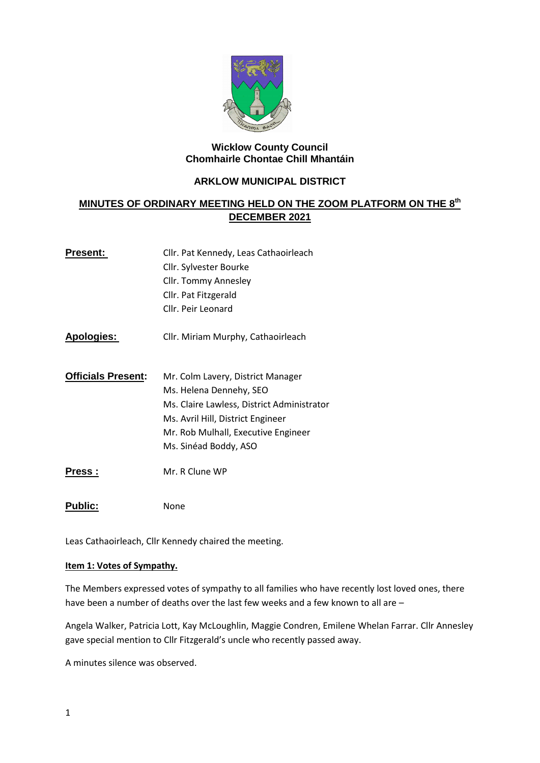**Wicklow County Council**
**Chomhairle Chontae Chill Mhantáin**

## ARKLOW MUNICIPAL DISTRICT

## MINUTES OF ORDINARY MEETING HELD ON THE ZOOM PLATFORM ON THE 8th DECEMBER 2021

**Present:** Cllr. Pat Kennedy, Leas Cathaoirleach
Cllr. Sylvester Bourke
Cllr. Tommy Annesley
Cllr. Pat Fitzgerald
Cllr. Peir Leonard

**Apologies:** Cllr. Miriam Murphy, Cathaoirleach

**Officials Present:** Mr. Colm Lavery, District Manager
Ms. Helena Dennehy, SEO
Ms. Claire Lawless, District Administrator
Ms. Avril Hill, District Engineer
Mr. Rob Mulhall, Executive Engineer
Ms. Sinéad Boddy, ASO

**Press :** Mr. R Clune WP

**Public:** None

Leas Cathaoirleach, Cllr Kennedy chaired the meeting.

**Item 1: Votes of Sympathy.**

The Members expressed votes of sympathy to all families who have recently lost loved ones, there have been a number of deaths over the last few weeks and a few known to all are –

Angela Walker, Patricia Lott, Kay McLoughlin, Maggie Condren, Emilene Whelan Farrar. Cllr Annesley gave special mention to Cllr Fitzgerald's uncle who recently passed away.

A minutes silence was observed.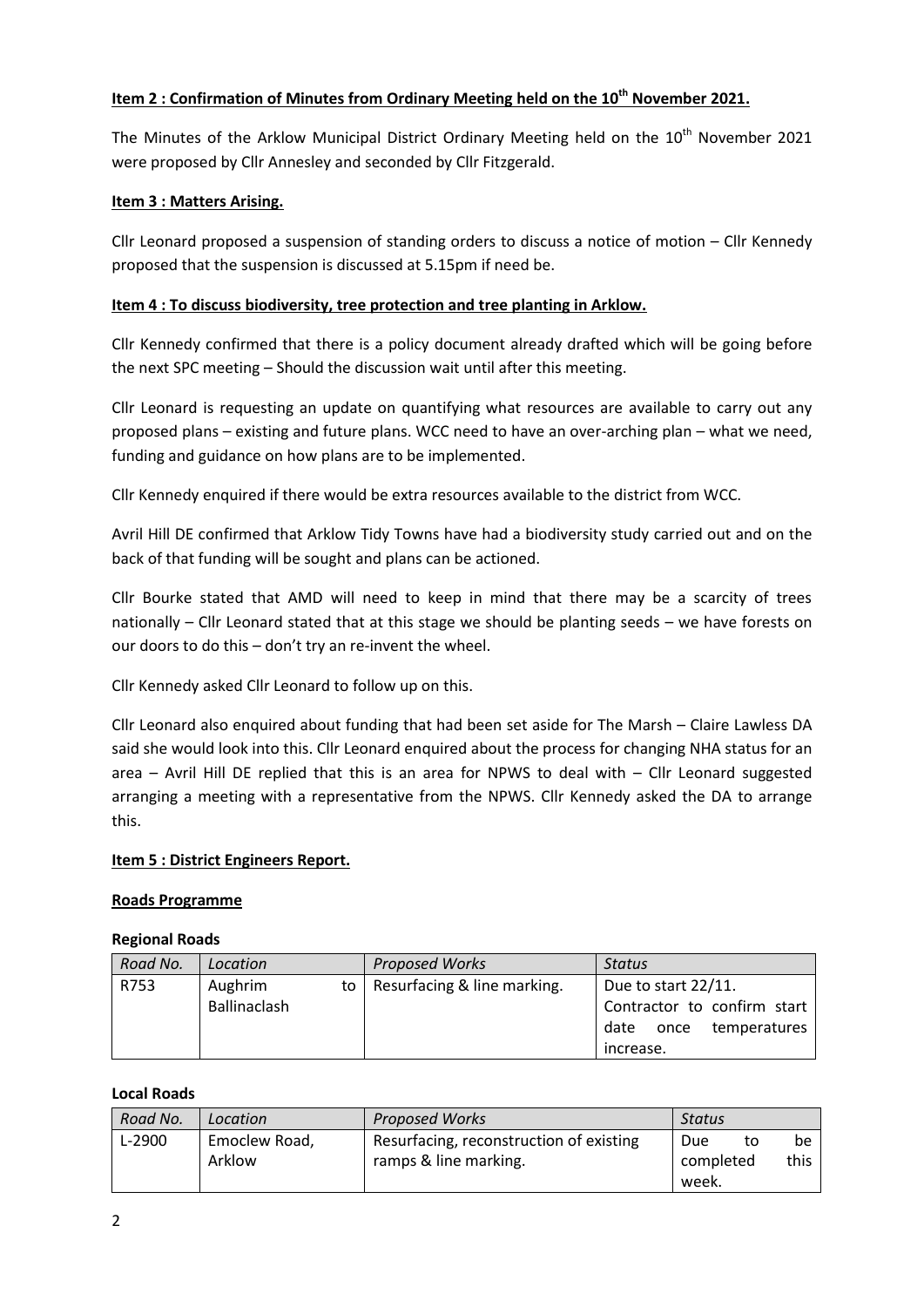**Item 2 : Confirmation of Minutes from Ordinary Meeting held on the 10th November 2021.**

The Minutes of the Arklow Municipal District Ordinary Meeting held on the 10th November 2021 were proposed by Cllr Annesley and seconded by Cllr Fitzgerald.

**Item 3 : Matters Arising.**

Cllr Leonard proposed a suspension of standing orders to discuss a notice of motion – Cllr Kennedy proposed that the suspension is discussed at 5.15pm if need be.

**Item 4 : To discuss biodiversity, tree protection and tree planting in Arklow.**

Cllr Kennedy confirmed that there is a policy document already drafted which will be going before the next SPC meeting – Should the discussion wait until after this meeting.

Cllr Leonard is requesting an update on quantifying what resources are available to carry out any proposed plans – existing and future plans. WCC need to have an over-arching plan – what we need, funding and guidance on how plans are to be implemented.

Cllr Kennedy enquired if there would be extra resources available to the district from WCC.

Avril Hill DE confirmed that Arklow Tidy Towns have had a biodiversity study carried out and on the back of that funding will be sought and plans can be actioned.

Cllr Bourke stated that AMD will need to keep in mind that there may be a scarcity of trees nationally – Cllr Leonard stated that at this stage we should be planting seeds – we have forests on our doors to do this – don't try an re-invent the wheel.

Cllr Kennedy asked Cllr Leonard to follow up on this.

Cllr Leonard also enquired about funding that had been set aside for The Marsh – Claire Lawless DA said she would look into this. Cllr Leonard enquired about the process for changing NHA status for an area – Avril Hill DE replied that this is an area for NPWS to deal with – Cllr Leonard suggested arranging a meeting with a representative from the NPWS. Cllr Kennedy asked the DA to arrange this.

**Item 5 : District Engineers Report.**

**Roads Programme**

**Regional Roads**

| *Road No.* | *Location* | *Proposed Works* | *Status* |
|---|---|---|---|
| R753 | Aughrim to Ballinaclash | Resurfacing & line marking. | Due to start 22/11. Contractor to confirm start date once temperatures increase. |

**Local Roads**

| *Road No.* | *Location* | *Proposed Works* | *Status* |
|---|---|---|---|
| L-2900 | Emoclew Road, Arklow | Resurfacing, reconstruction of existing ramps & line marking. | Due to be completed this week. |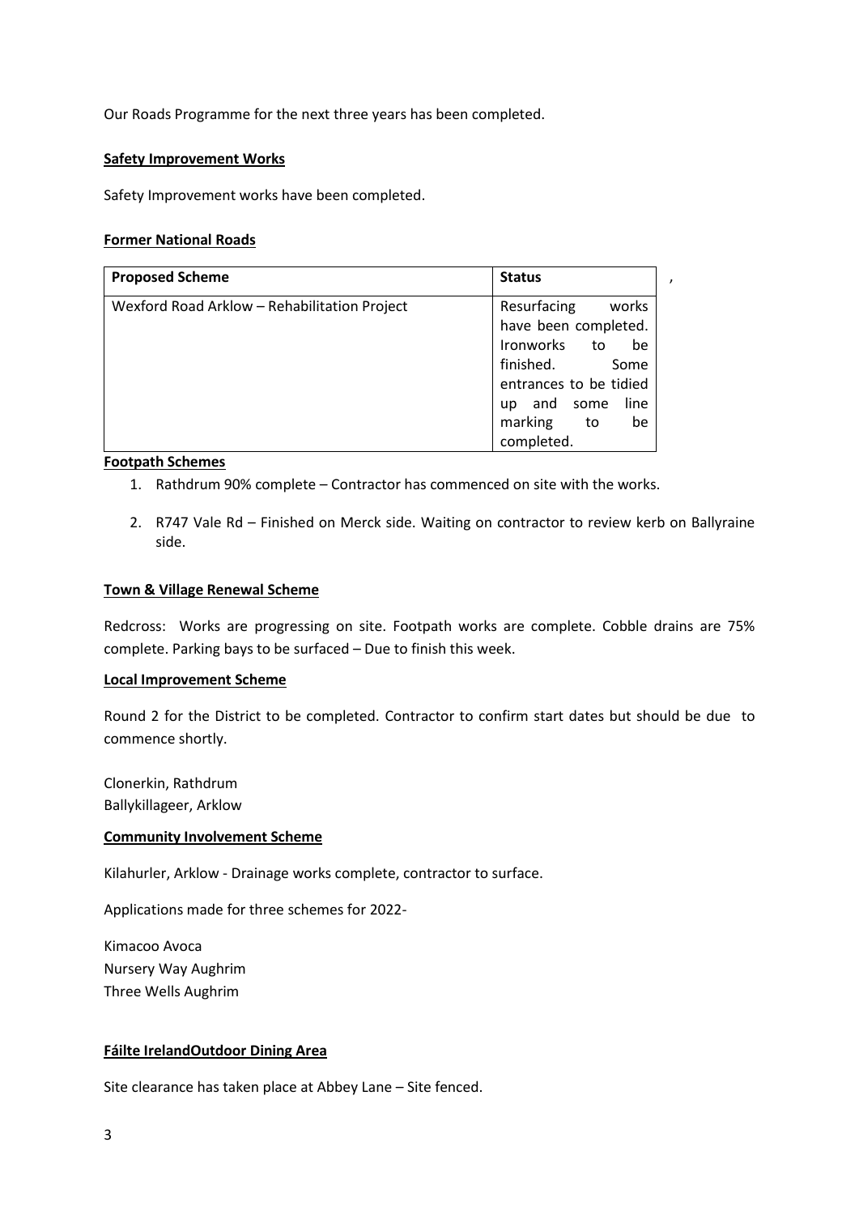Our Roads Programme for the next three years has been completed.

**Safety Improvement Works**

Safety Improvement works have been completed.

**Former National Roads**

| Proposed Scheme | Status |
| --- | --- |
| Wexford Road Arklow – Rehabilitation Project | Resurfacing works have been completed. Ironworks to be finished. Some entrances to be tidied up and some line marking to be completed. |

**Footpath Schemes**

1. Rathdrum 90% complete – Contractor has commenced on site with the works.
2. R747 Vale Rd – Finished on Merck side. Waiting on contractor to review kerb on Ballyraine side.

**Town & Village Renewal Scheme**

Redcross: Works are progressing on site. Footpath works are complete. Cobble drains are 75% complete. Parking bays to be surfaced – Due to finish this week.

**Local Improvement Scheme**

Round 2 for the District to be completed. Contractor to confirm start dates but should be due to commence shortly.

Clonerkin, Rathdrum
Ballykillageer, Arklow

**Community Involvement Scheme**

Kilahurler, Arklow - Drainage works complete, contractor to surface.

Applications made for three schemes for 2022-

Kimacoo Avoca
Nursery Way Aughrim
Three Wells Aughrim

**Fáilte IrelandOutdoor Dining Area**

Site clearance has taken place at Abbey Lane – Site fenced.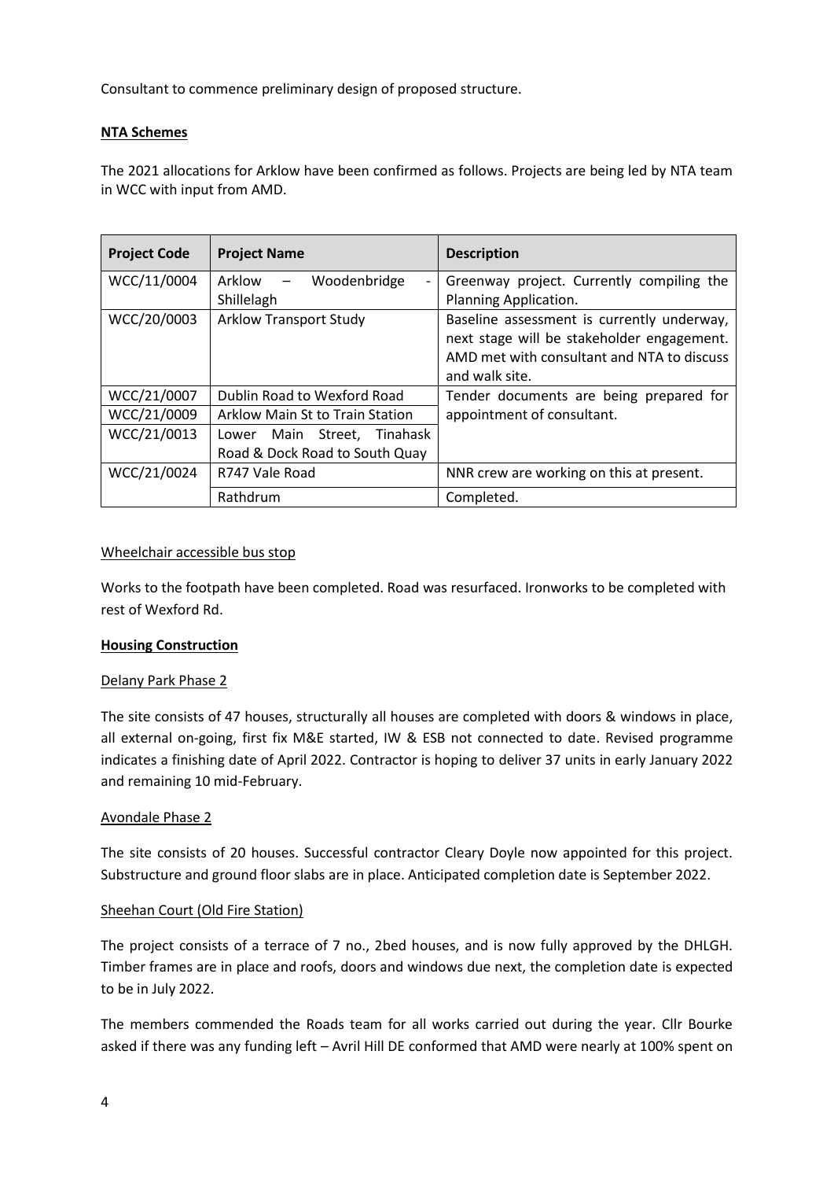Consultant to commence preliminary design of proposed structure.

**NTA Schemes**

The 2021 allocations for Arklow have been confirmed as follows. Projects are being led by NTA team in WCC with input from AMD.

| Project Code | Project Name | Description |
|---|---|---|
| WCC/11/0004 | Arklow – Woodenbridge - Shillelagh | Greenway project. Currently compiling the Planning Application. |
| WCC/20/0003 | Arklow Transport Study | Baseline assessment is currently underway, next stage will be stakeholder engagement. AMD met with consultant and NTA to discuss and walk site. |
| WCC/21/0007 | Dublin Road to Wexford Road | Tender documents are being prepared for appointment of consultant. |
| WCC/21/0009 | Arklow Main St to Train Station | |
| WCC/21/0013 | Lower Main Street, Tinahask Road & Dock Road to South Quay | |
| WCC/21/0024 | R747 Vale Road | NNR crew are working on this at present. |
| | Rathdrum | Completed. |

Wheelchair accessible bus stop

Works to the footpath have been completed. Road was resurfaced. Ironworks to be completed with rest of Wexford Rd.

**Housing Construction**

Delany Park Phase 2

The site consists of 47 houses, structurally all houses are completed with doors & windows in place, all external on-going, first fix M&E started, IW & ESB not connected to date. Revised programme indicates a finishing date of April 2022. Contractor is hoping to deliver 37 units in early January 2022 and remaining 10 mid-February.

Avondale Phase 2

The site consists of 20 houses. Successful contractor Cleary Doyle now appointed for this project. Substructure and ground floor slabs are in place. Anticipated completion date is September 2022.

Sheehan Court (Old Fire Station)

The project consists of a terrace of 7 no., 2bed houses, and is now fully approved by the DHLGH. Timber frames are in place and roofs, doors and windows due next, the completion date is expected to be in July 2022.

The members commended the Roads team for all works carried out during the year. Cllr Bourke asked if there was any funding left – Avril Hill DE conformed that AMD were nearly at 100% spent on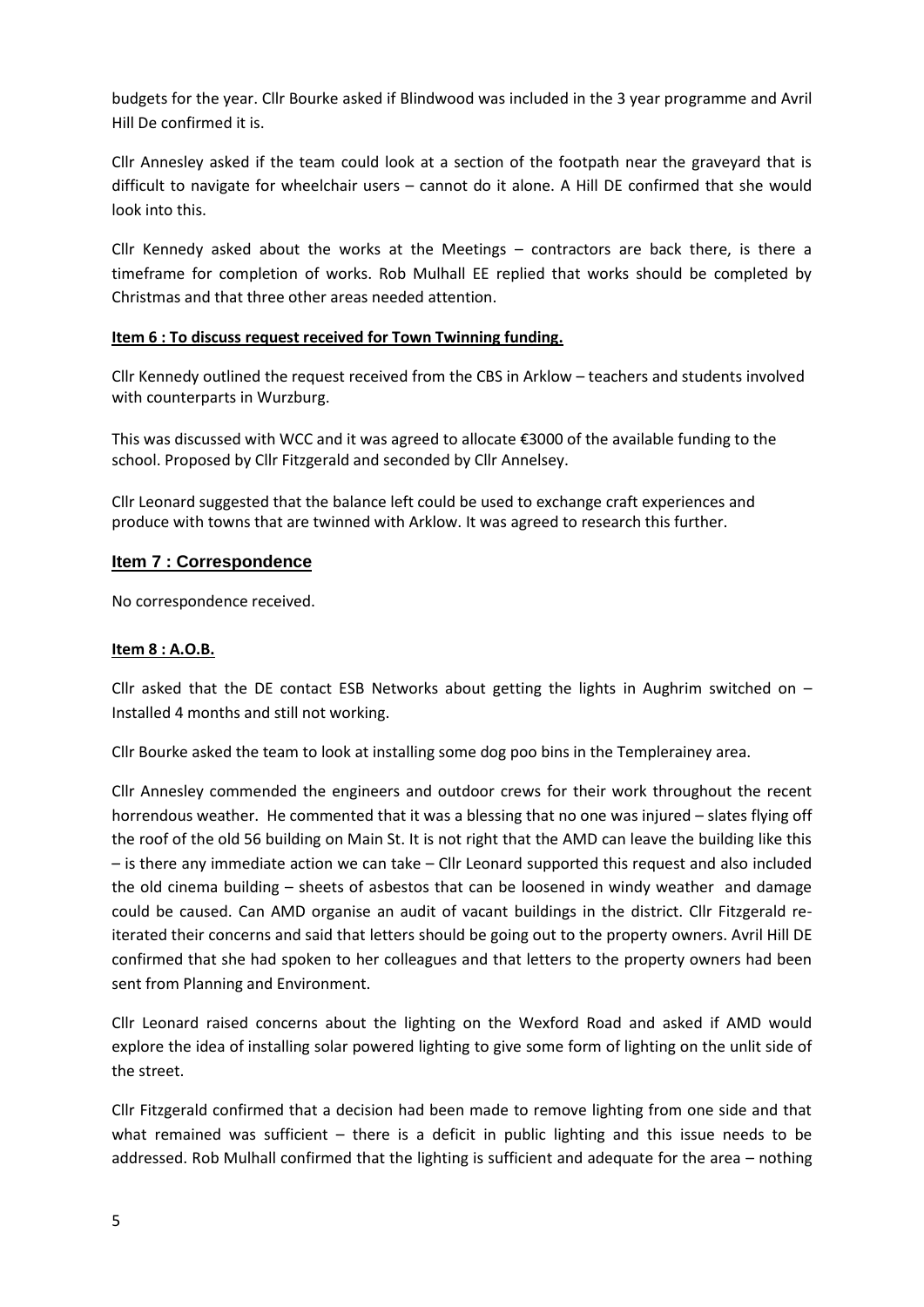budgets for the year. Cllr Bourke asked if Blindwood was included in the 3 year programme and Avril Hill De confirmed it is.

Cllr Annesley asked if the team could look at a section of the footpath near the graveyard that is difficult to navigate for wheelchair users – cannot do it alone. A Hill DE confirmed that she would look into this.

Cllr Kennedy asked about the works at the Meetings – contractors are back there, is there a timeframe for completion of works. Rob Mulhall EE replied that works should be completed by Christmas and that three other areas needed attention.

**Item 6 : To discuss request received for Town Twinning funding.**

Cllr Kennedy outlined the request received from the CBS in Arklow – teachers and students involved with counterparts in Wurzburg.

This was discussed with WCC and it was agreed to allocate €3000 of the available funding to the school. Proposed by Cllr Fitzgerald and seconded by Cllr Annelsey.

Cllr Leonard suggested that the balance left could be used to exchange craft experiences and produce with towns that are twinned with Arklow. It was agreed to research this further.

## Item 7 : Correspondence

No correspondence received.

**Item 8 : A.O.B.**

Cllr asked that the DE contact ESB Networks about getting the lights in Aughrim switched on – Installed 4 months and still not working.

Cllr Bourke asked the team to look at installing some dog poo bins in the Templerainey area.

Cllr Annesley commended the engineers and outdoor crews for their work throughout the recent horrendous weather. He commented that it was a blessing that no one was injured – slates flying off the roof of the old 56 building on Main St. It is not right that the AMD can leave the building like this – is there any immediate action we can take – Cllr Leonard supported this request and also included the old cinema building – sheets of asbestos that can be loosened in windy weather and damage could be caused. Can AMD organise an audit of vacant buildings in the district. Cllr Fitzgerald re-iterated their concerns and said that letters should be going out to the property owners. Avril Hill DE confirmed that she had spoken to her colleagues and that letters to the property owners had been sent from Planning and Environment.

Cllr Leonard raised concerns about the lighting on the Wexford Road and asked if AMD would explore the idea of installing solar powered lighting to give some form of lighting on the unlit side of the street.

Cllr Fitzgerald confirmed that a decision had been made to remove lighting from one side and that what remained was sufficient – there is a deficit in public lighting and this issue needs to be addressed. Rob Mulhall confirmed that the lighting is sufficient and adequate for the area – nothing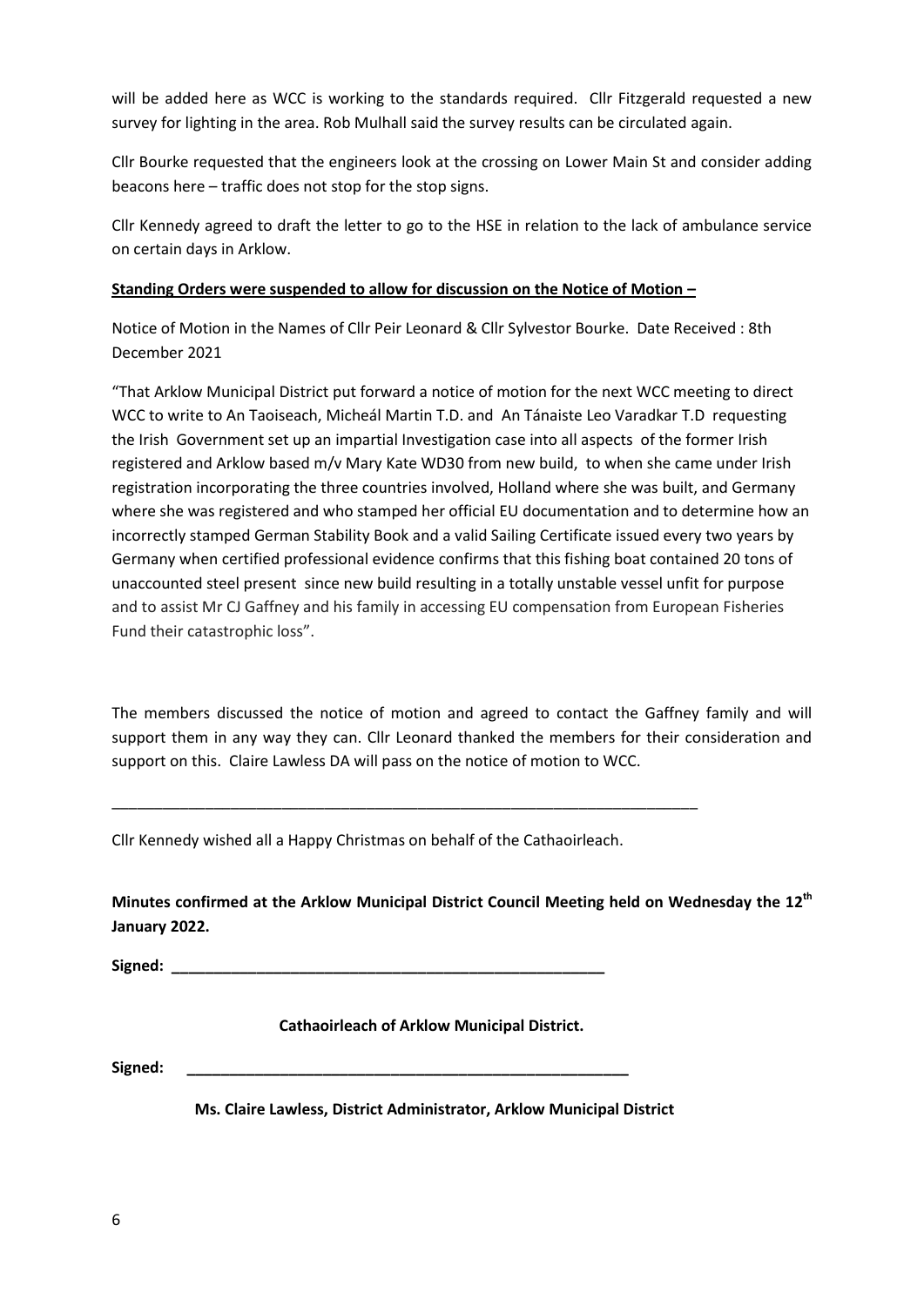will be added here as WCC is working to the standards required. Cllr Fitzgerald requested a new survey for lighting in the area. Rob Mulhall said the survey results can be circulated again.

Cllr Bourke requested that the engineers look at the crossing on Lower Main St and consider adding beacons here – traffic does not stop for the stop signs.

Cllr Kennedy agreed to draft the letter to go to the HSE in relation to the lack of ambulance service on certain days in Arklow.

**Standing Orders were suspended to allow for discussion on the Notice of Motion –**

Notice of Motion in the Names of Cllr Peir Leonard & Cllr Sylvestor Bourke. Date Received : 8th December 2021

"That Arklow Municipal District put forward a notice of motion for the next WCC meeting to direct WCC to write to An Taoiseach, Micheál Martin T.D. and An Tánaiste Leo Varadkar T.D requesting the Irish Government set up an impartial Investigation case into all aspects of the former Irish registered and Arklow based m/v Mary Kate WD30 from new build, to when she came under Irish registration incorporating the three countries involved, Holland where she was built, and Germany where she was registered and who stamped her official EU documentation and to determine how an incorrectly stamped German Stability Book and a valid Sailing Certificate issued every two years by Germany when certified professional evidence confirms that this fishing boat contained 20 tons of unaccounted steel present since new build resulting in a totally unstable vessel unfit for purpose and to assist Mr CJ Gaffney and his family in accessing EU compensation from European Fisheries Fund their catastrophic loss".

The members discussed the notice of motion and agreed to contact the Gaffney family and will support them in any way they can. Cllr Leonard thanked the members for their consideration and support on this. Claire Lawless DA will pass on the notice of motion to WCC.

---

Cllr Kennedy wished all a Happy Christmas on behalf of the Cathaoirleach.

**Minutes confirmed at the Arklow Municipal District Council Meeting held on Wednesday the 12th January 2022.**

**Signed: ___________________________________________________**

**Cathaoirleach of Arklow Municipal District.**

**Signed: ___________________________________________________**

**Ms. Claire Lawless, District Administrator, Arklow Municipal District**